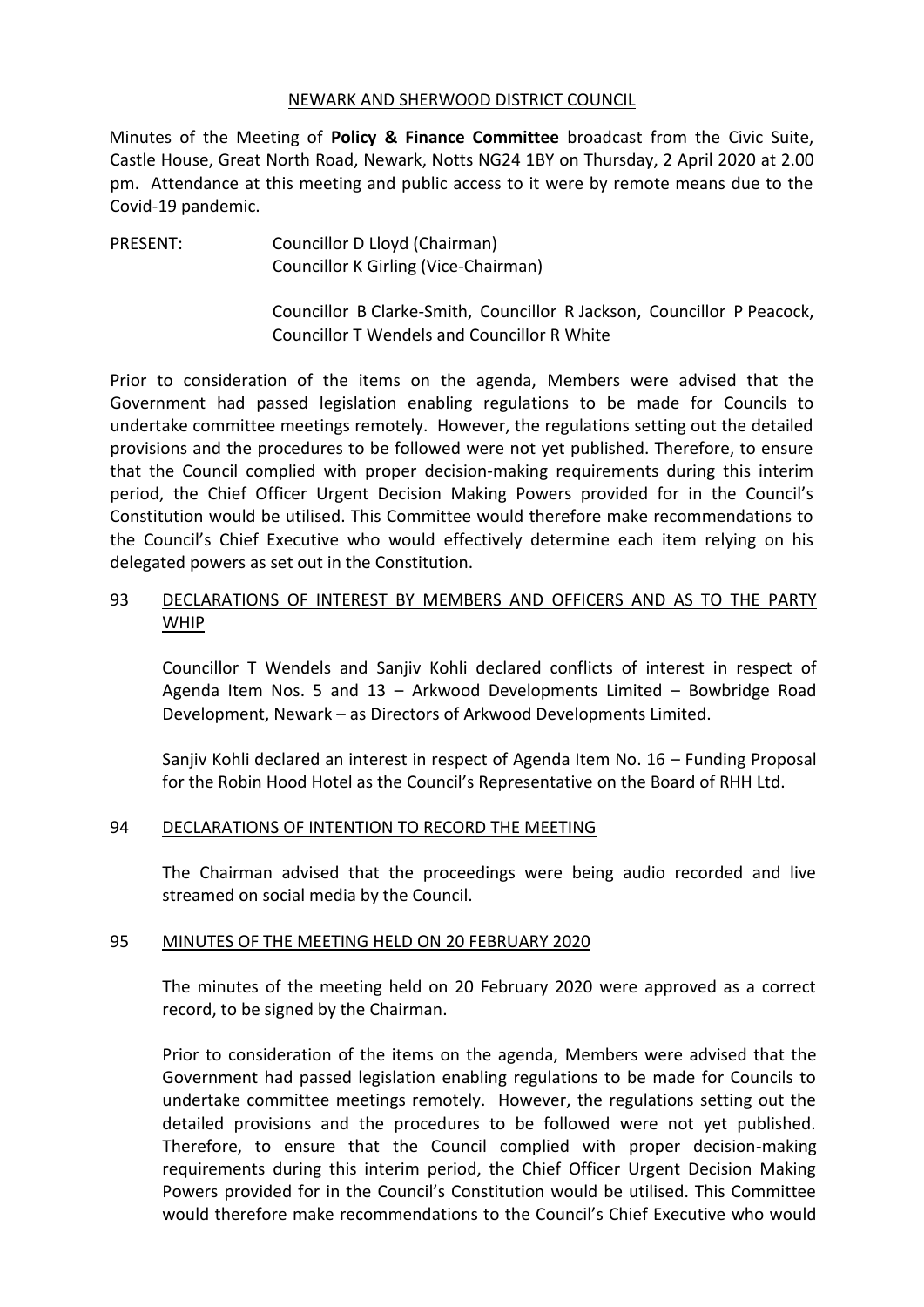NEWARK AND SHERWOOD DISTRICT COUNCIL

Minutes of the Meeting of **Policy & Finance Committee** broadcast from the Civic Suite, Castle House, Great North Road, Newark, Notts NG24 1BY on Thursday, 2 April 2020 at 2.00 pm. Attendance at this meeting and public access to it were by remote means due to the Covid-19 pandemic.

PRESENT: Councillor D Lloyd (Chairman)
Councillor K Girling (Vice-Chairman)

Councillor B Clarke-Smith, Councillor R Jackson, Councillor P Peacock, Councillor T Wendels and Councillor R White

Prior to consideration of the items on the agenda, Members were advised that the Government had passed legislation enabling regulations to be made for Councils to undertake committee meetings remotely. However, the regulations setting out the detailed provisions and the procedures to be followed were not yet published. Therefore, to ensure that the Council complied with proper decision-making requirements during this interim period, the Chief Officer Urgent Decision Making Powers provided for in the Council's Constitution would be utilised. This Committee would therefore make recommendations to the Council's Chief Executive who would effectively determine each item relying on his delegated powers as set out in the Constitution.

## 93 DECLARATIONS OF INTEREST BY MEMBERS AND OFFICERS AND AS TO THE PARTY WHIP

Councillor T Wendels and Sanjiv Kohli declared conflicts of interest in respect of Agenda Item Nos. 5 and 13 – Arkwood Developments Limited – Bowbridge Road Development, Newark – as Directors of Arkwood Developments Limited.

Sanjiv Kohli declared an interest in respect of Agenda Item No. 16 – Funding Proposal for the Robin Hood Hotel as the Council's Representative on the Board of RHH Ltd.

## 94 DECLARATIONS OF INTENTION TO RECORD THE MEETING

The Chairman advised that the proceedings were being audio recorded and live streamed on social media by the Council.

## 95 MINUTES OF THE MEETING HELD ON 20 FEBRUARY 2020

The minutes of the meeting held on 20 February 2020 were approved as a correct record, to be signed by the Chairman.

Prior to consideration of the items on the agenda, Members were advised that the Government had passed legislation enabling regulations to be made for Councils to undertake committee meetings remotely. However, the regulations setting out the detailed provisions and the procedures to be followed were not yet published. Therefore, to ensure that the Council complied with proper decision-making requirements during this interim period, the Chief Officer Urgent Decision Making Powers provided for in the Council's Constitution would be utilised. This Committee would therefore make recommendations to the Council's Chief Executive who would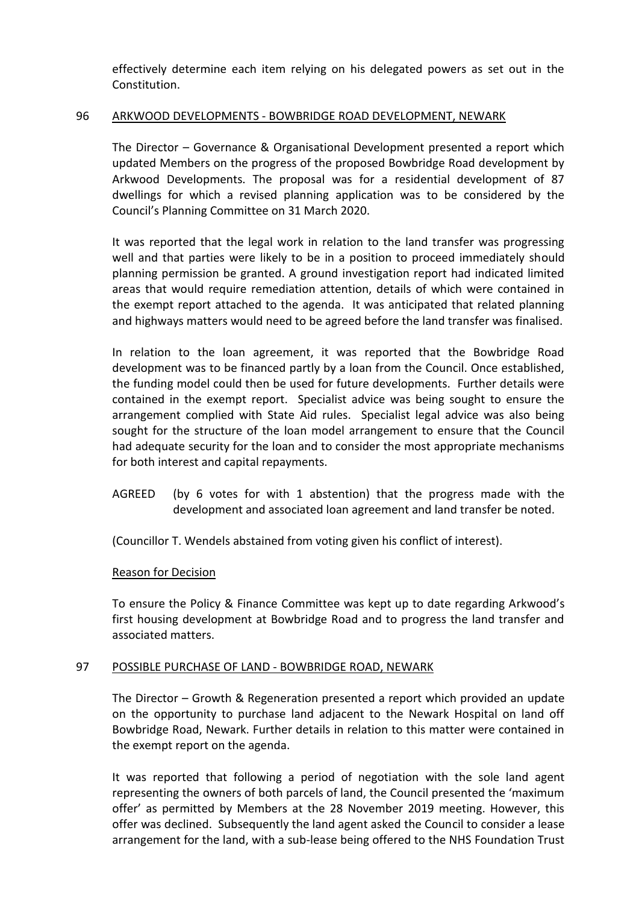effectively determine each item relying on his delegated powers as set out in the Constitution.

## 96 ARKWOOD DEVELOPMENTS - BOWBRIDGE ROAD DEVELOPMENT, NEWARK

The Director – Governance & Organisational Development presented a report which updated Members on the progress of the proposed Bowbridge Road development by Arkwood Developments. The proposal was for a residential development of 87 dwellings for which a revised planning application was to be considered by the Council's Planning Committee on 31 March 2020.

It was reported that the legal work in relation to the land transfer was progressing well and that parties were likely to be in a position to proceed immediately should planning permission be granted. A ground investigation report had indicated limited areas that would require remediation attention, details of which were contained in the exempt report attached to the agenda. It was anticipated that related planning and highways matters would need to be agreed before the land transfer was finalised.

In relation to the loan agreement, it was reported that the Bowbridge Road development was to be financed partly by a loan from the Council. Once established, the funding model could then be used for future developments. Further details were contained in the exempt report. Specialist advice was being sought to ensure the arrangement complied with State Aid rules. Specialist legal advice was also being sought for the structure of the loan model arrangement to ensure that the Council had adequate security for the loan and to consider the most appropriate mechanisms for both interest and capital repayments.

AGREED (by 6 votes for with 1 abstention) that the progress made with the development and associated loan agreement and land transfer be noted.

(Councillor T. Wendels abstained from voting given his conflict of interest).

### Reason for Decision

To ensure the Policy & Finance Committee was kept up to date regarding Arkwood's first housing development at Bowbridge Road and to progress the land transfer and associated matters.

## 97 POSSIBLE PURCHASE OF LAND - BOWBRIDGE ROAD, NEWARK

The Director – Growth & Regeneration presented a report which provided an update on the opportunity to purchase land adjacent to the Newark Hospital on land off Bowbridge Road, Newark. Further details in relation to this matter were contained in the exempt report on the agenda.

It was reported that following a period of negotiation with the sole land agent representing the owners of both parcels of land, the Council presented the 'maximum offer' as permitted by Members at the 28 November 2019 meeting. However, this offer was declined. Subsequently the land agent asked the Council to consider a lease arrangement for the land, with a sub-lease being offered to the NHS Foundation Trust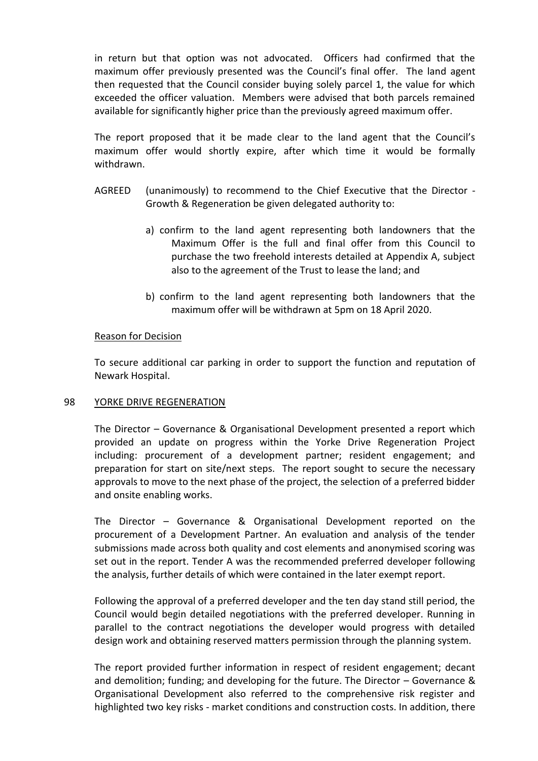in return but that option was not advocated. Officers had confirmed that the maximum offer previously presented was the Council's final offer. The land agent then requested that the Council consider buying solely parcel 1, the value for which exceeded the officer valuation. Members were advised that both parcels remained available for significantly higher price than the previously agreed maximum offer.

The report proposed that it be made clear to the land agent that the Council's maximum offer would shortly expire, after which time it would be formally withdrawn.

AGREED (unanimously) to recommend to the Chief Executive that the Director - Growth & Regeneration be given delegated authority to:

a) confirm to the land agent representing both landowners that the Maximum Offer is the full and final offer from this Council to purchase the two freehold interests detailed at Appendix A, subject also to the agreement of the Trust to lease the land; and

b) confirm to the land agent representing both landowners that the maximum offer will be withdrawn at 5pm on 18 April 2020.

Reason for Decision

To secure additional car parking in order to support the function and reputation of Newark Hospital.

## 98 YORKE DRIVE REGENERATION

The Director – Governance & Organisational Development presented a report which provided an update on progress within the Yorke Drive Regeneration Project including: procurement of a development partner; resident engagement; and preparation for start on site/next steps. The report sought to secure the necessary approvals to move to the next phase of the project, the selection of a preferred bidder and onsite enabling works.

The Director – Governance & Organisational Development reported on the procurement of a Development Partner. An evaluation and analysis of the tender submissions made across both quality and cost elements and anonymised scoring was set out in the report. Tender A was the recommended preferred developer following the analysis, further details of which were contained in the later exempt report.

Following the approval of a preferred developer and the ten day stand still period, the Council would begin detailed negotiations with the preferred developer. Running in parallel to the contract negotiations the developer would progress with detailed design work and obtaining reserved matters permission through the planning system.

The report provided further information in respect of resident engagement; decant and demolition; funding; and developing for the future. The Director – Governance & Organisational Development also referred to the comprehensive risk register and highlighted two key risks - market conditions and construction costs. In addition, there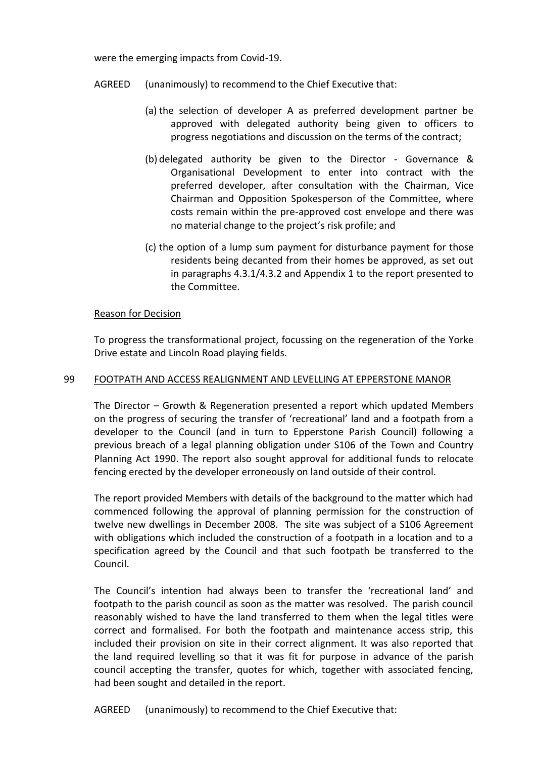were the emerging impacts from Covid-19.

AGREED (unanimously) to recommend to the Chief Executive that:

(a) the selection of developer A as preferred development partner be approved with delegated authority being given to officers to progress negotiations and discussion on the terms of the contract;

(b) delegated authority be given to the Director - Governance & Organisational Development to enter into contract with the preferred developer, after consultation with the Chairman, Vice Chairman and Opposition Spokesperson of the Committee, where costs remain within the pre-approved cost envelope and there was no material change to the project's risk profile; and

(c) the option of a lump sum payment for disturbance payment for those residents being decanted from their homes be approved, as set out in paragraphs 4.3.1/4.3.2 and Appendix 1 to the report presented to the Committee.

Reason for Decision

To progress the transformational project, focussing on the regeneration of the Yorke Drive estate and Lincoln Road playing fields.

## 99 FOOTPATH AND ACCESS REALIGNMENT AND LEVELLING AT EPPERSTONE MANOR

The Director – Growth & Regeneration presented a report which updated Members on the progress of securing the transfer of 'recreational' land and a footpath from a developer to the Council (and in turn to Epperstone Parish Council) following a previous breach of a legal planning obligation under S106 of the Town and Country Planning Act 1990. The report also sought approval for additional funds to relocate fencing erected by the developer erroneously on land outside of their control.

The report provided Members with details of the background to the matter which had commenced following the approval of planning permission for the construction of twelve new dwellings in December 2008. The site was subject of a S106 Agreement with obligations which included the construction of a footpath in a location and to a specification agreed by the Council and that such footpath be transferred to the Council.

The Council's intention had always been to transfer the 'recreational land' and footpath to the parish council as soon as the matter was resolved. The parish council reasonably wished to have the land transferred to them when the legal titles were correct and formalised. For both the footpath and maintenance access strip, this included their provision on site in their correct alignment. It was also reported that the land required levelling so that it was fit for purpose in advance of the parish council accepting the transfer, quotes for which, together with associated fencing, had been sought and detailed in the report.

AGREED (unanimously) to recommend to the Chief Executive that: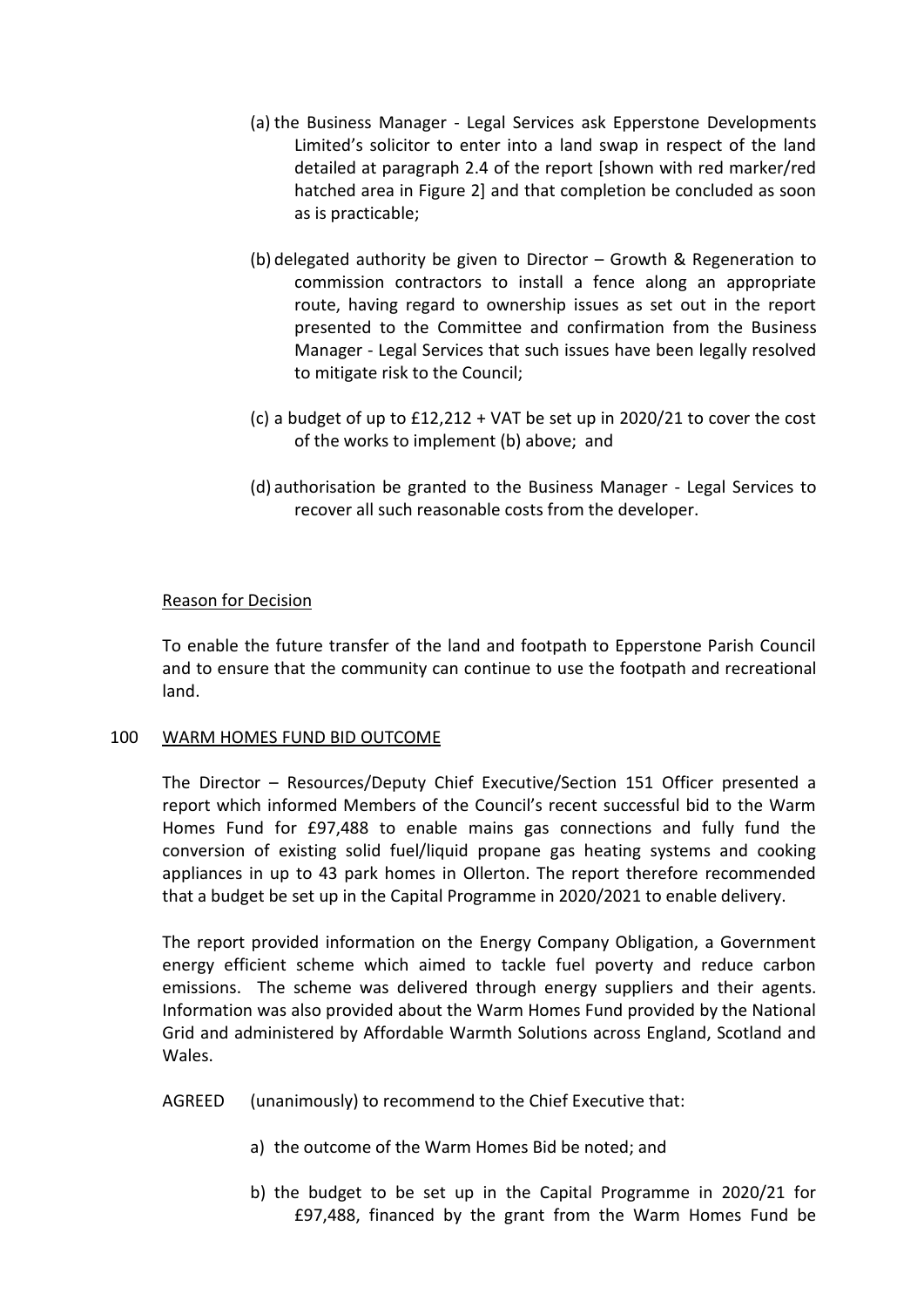(a) the Business Manager - Legal Services ask Epperstone Developments Limited's solicitor to enter into a land swap in respect of the land detailed at paragraph 2.4 of the report [shown with red marker/red hatched area in Figure 2] and that completion be concluded as soon as is practicable;

(b) delegated authority be given to Director – Growth & Regeneration to commission contractors to install a fence along an appropriate route, having regard to ownership issues as set out in the report presented to the Committee and confirmation from the Business Manager - Legal Services that such issues have been legally resolved to mitigate risk to the Council;

(c) a budget of up to £12,212 + VAT be set up in 2020/21 to cover the cost of the works to implement (b) above; and

(d) authorisation be granted to the Business Manager - Legal Services to recover all such reasonable costs from the developer.

Reason for Decision

To enable the future transfer of the land and footpath to Epperstone Parish Council and to ensure that the community can continue to use the footpath and recreational land.

100 WARM HOMES FUND BID OUTCOME

The Director – Resources/Deputy Chief Executive/Section 151 Officer presented a report which informed Members of the Council's recent successful bid to the Warm Homes Fund for £97,488 to enable mains gas connections and fully fund the conversion of existing solid fuel/liquid propane gas heating systems and cooking appliances in up to 43 park homes in Ollerton. The report therefore recommended that a budget be set up in the Capital Programme in 2020/2021 to enable delivery.

The report provided information on the Energy Company Obligation, a Government energy efficient scheme which aimed to tackle fuel poverty and reduce carbon emissions. The scheme was delivered through energy suppliers and their agents. Information was also provided about the Warm Homes Fund provided by the National Grid and administered by Affordable Warmth Solutions across England, Scotland and Wales.

AGREED (unanimously) to recommend to the Chief Executive that:

a) the outcome of the Warm Homes Bid be noted; and

b) the budget to be set up in the Capital Programme in 2020/21 for £97,488, financed by the grant from the Warm Homes Fund be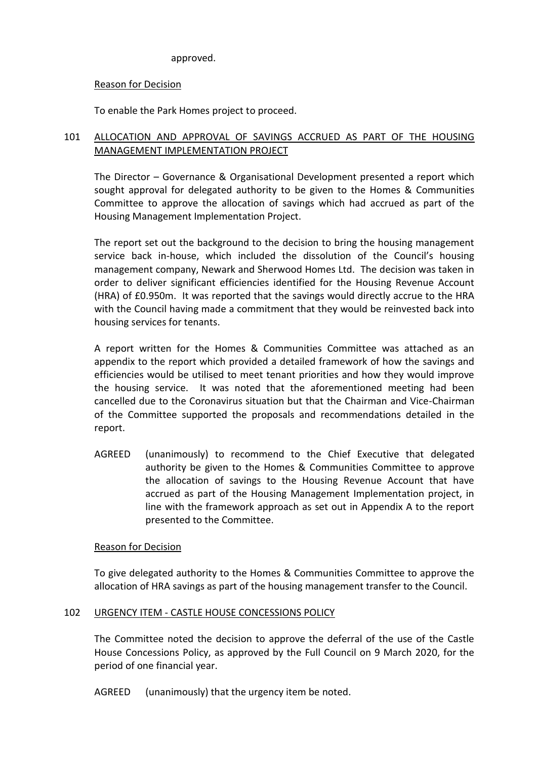approved.

Reason for Decision

To enable the Park Homes project to proceed.

## 101 ALLOCATION AND APPROVAL OF SAVINGS ACCRUED AS PART OF THE HOUSING MANAGEMENT IMPLEMENTATION PROJECT

The Director – Governance & Organisational Development presented a report which sought approval for delegated authority to be given to the Homes & Communities Committee to approve the allocation of savings which had accrued as part of the Housing Management Implementation Project.

The report set out the background to the decision to bring the housing management service back in-house, which included the dissolution of the Council's housing management company, Newark and Sherwood Homes Ltd. The decision was taken in order to deliver significant efficiencies identified for the Housing Revenue Account (HRA) of £0.950m. It was reported that the savings would directly accrue to the HRA with the Council having made a commitment that they would be reinvested back into housing services for tenants.

A report written for the Homes & Communities Committee was attached as an appendix to the report which provided a detailed framework of how the savings and efficiencies would be utilised to meet tenant priorities and how they would improve the housing service. It was noted that the aforementioned meeting had been cancelled due to the Coronavirus situation but that the Chairman and Vice-Chairman of the Committee supported the proposals and recommendations detailed in the report.

AGREED (unanimously) to recommend to the Chief Executive that delegated authority be given to the Homes & Communities Committee to approve the allocation of savings to the Housing Revenue Account that have accrued as part of the Housing Management Implementation project, in line with the framework approach as set out in Appendix A to the report presented to the Committee.

Reason for Decision

To give delegated authority to the Homes & Communities Committee to approve the allocation of HRA savings as part of the housing management transfer to the Council.

## 102 URGENCY ITEM - CASTLE HOUSE CONCESSIONS POLICY

The Committee noted the decision to approve the deferral of the use of the Castle House Concessions Policy, as approved by the Full Council on 9 March 2020, for the period of one financial year.

AGREED (unanimously) that the urgency item be noted.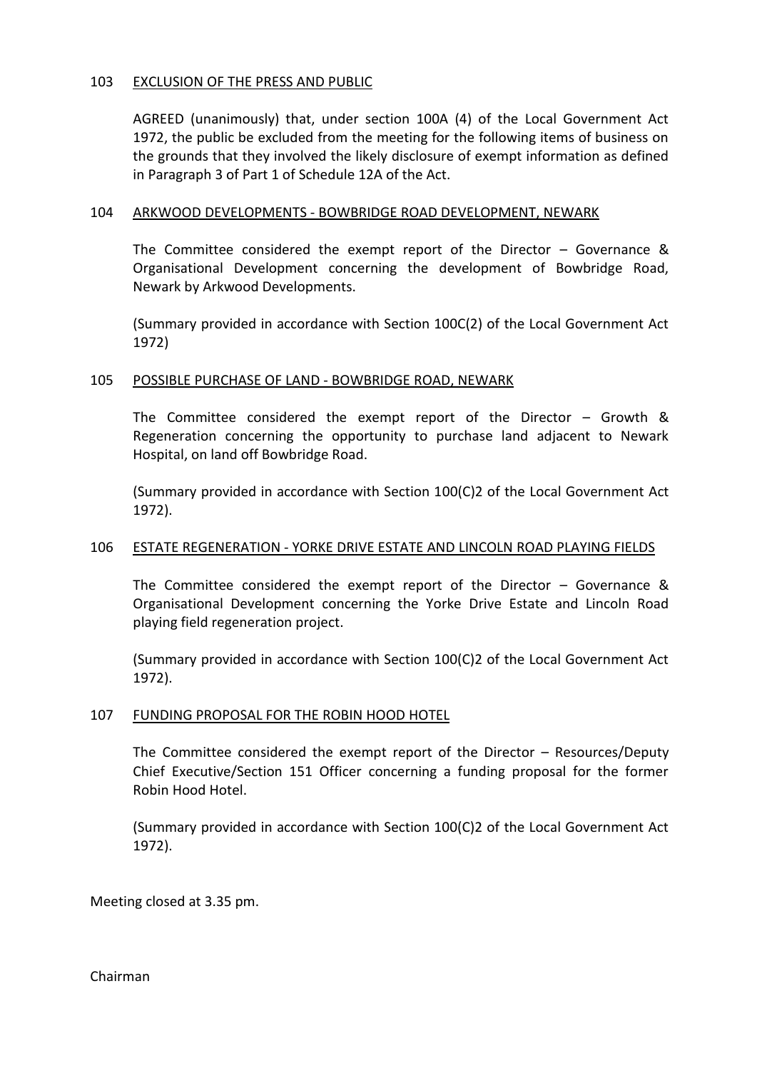103 EXCLUSION OF THE PRESS AND PUBLIC

AGREED (unanimously) that, under section 100A (4) of the Local Government Act 1972, the public be excluded from the meeting for the following items of business on the grounds that they involved the likely disclosure of exempt information as defined in Paragraph 3 of Part 1 of Schedule 12A of the Act.

104 ARKWOOD DEVELOPMENTS - BOWBRIDGE ROAD DEVELOPMENT, NEWARK

The Committee considered the exempt report of the Director – Governance & Organisational Development concerning the development of Bowbridge Road, Newark by Arkwood Developments.

(Summary provided in accordance with Section 100C(2) of the Local Government Act 1972)

105 POSSIBLE PURCHASE OF LAND - BOWBRIDGE ROAD, NEWARK

The Committee considered the exempt report of the Director – Growth & Regeneration concerning the opportunity to purchase land adjacent to Newark Hospital, on land off Bowbridge Road.

(Summary provided in accordance with Section 100(C)2 of the Local Government Act 1972).

106 ESTATE REGENERATION - YORKE DRIVE ESTATE AND LINCOLN ROAD PLAYING FIELDS

The Committee considered the exempt report of the Director – Governance & Organisational Development concerning the Yorke Drive Estate and Lincoln Road playing field regeneration project.

(Summary provided in accordance with Section 100(C)2 of the Local Government Act 1972).

107 FUNDING PROPOSAL FOR THE ROBIN HOOD HOTEL

The Committee considered the exempt report of the Director – Resources/Deputy Chief Executive/Section 151 Officer concerning a funding proposal for the former Robin Hood Hotel.

(Summary provided in accordance with Section 100(C)2 of the Local Government Act 1972).

Meeting closed at 3.35 pm.

Chairman